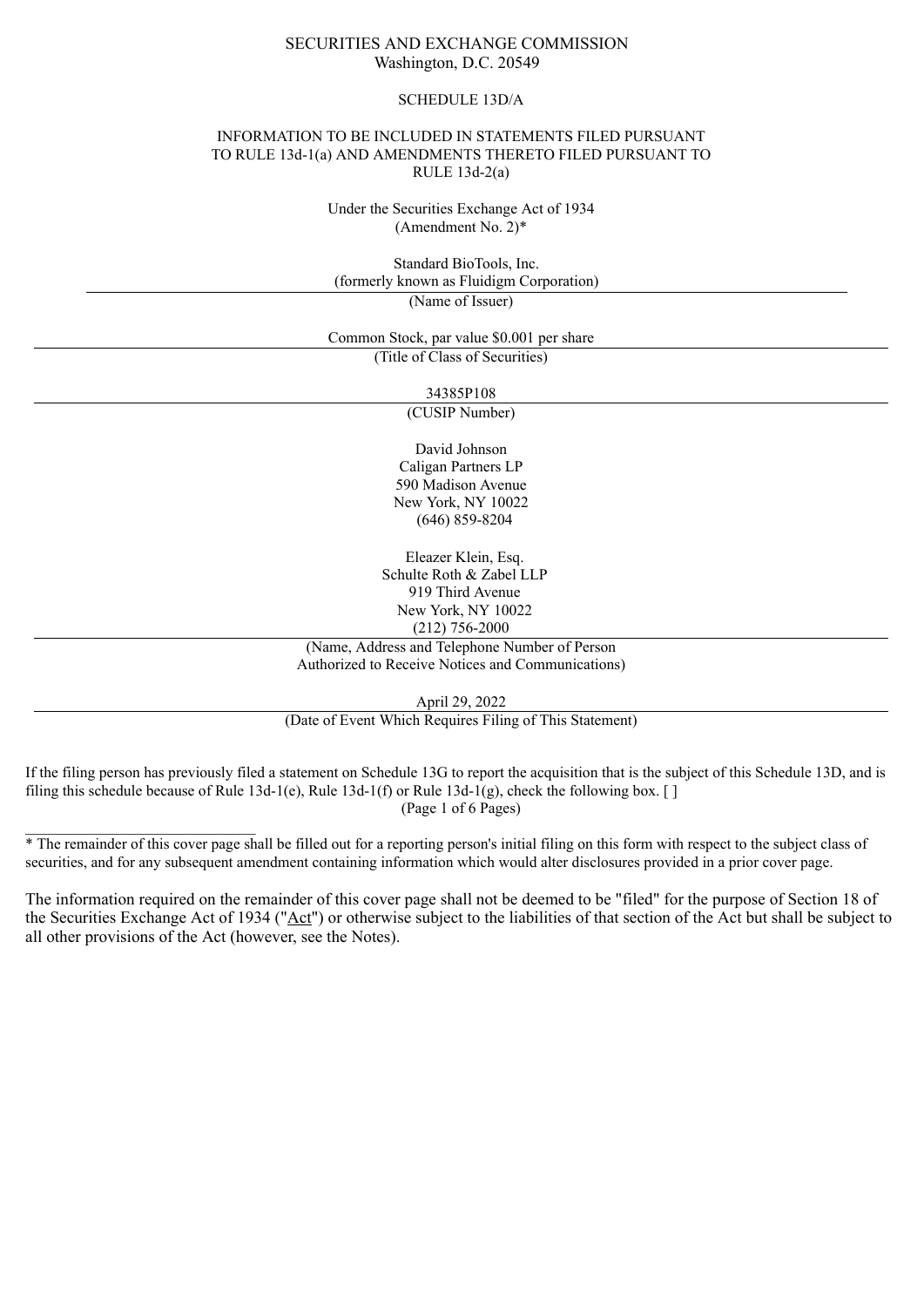SECURITIES AND EXCHANGE COMMISSION
Washington, D.C. 20549

SCHEDULE 13D/A

INFORMATION TO BE INCLUDED IN STATEMENTS FILED PURSUANT TO RULE 13d-1(a) AND AMENDMENTS THERETO FILED PURSUANT TO RULE 13d-2(a)

Under the Securities Exchange Act of 1934
(Amendment No. 2)*

Standard BioTools, Inc.
(formerly known as Fluidigm Corporation)

(Name of Issuer)

Common Stock, par value $0.001 per share

(Title of Class of Securities)

34385P108

(CUSIP Number)

David Johnson
Caligan Partners LP
590 Madison Avenue
New York, NY 10022
(646) 859-8204

Eleazer Klein, Esq.
Schulte Roth & Zabel LLP
919 Third Avenue
New York, NY 10022
(212) 756-2000

(Name, Address and Telephone Number of Person Authorized to Receive Notices and Communications)

April 29, 2022

(Date of Event Which Requires Filing of This Statement)

If the filing person has previously filed a statement on Schedule 13G to report the acquisition that is the subject of this Schedule 13D, and is filing this schedule because of Rule 13d-1(e), Rule 13d-1(f) or Rule 13d-1(g), check the following box. [ ]

---

* The remainder of this cover page shall be filled out for a reporting person's initial filing on this form with respect to the subject class of securities, and for any subsequent amendment containing information which would alter disclosures provided in a prior cover page.

The information required on the remainder of this cover page shall not be deemed to be "filed" for the purpose of Section 18 of the Securities Exchange Act of 1934 ("Act") or otherwise subject to the liabilities of that section of the Act but shall be subject to all other provisions of the Act (however, see the Notes).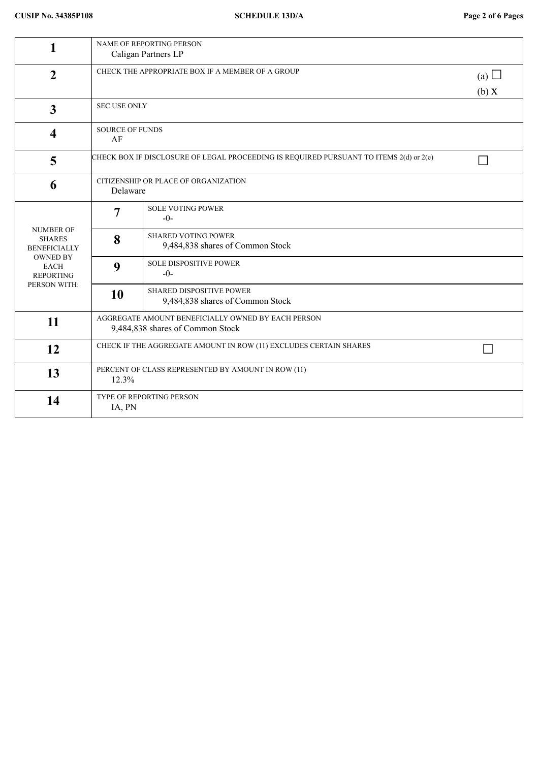| | | |
|---|---|---|
| **1** | NAME OF REPORTING PERSON<br>Caligan Partners LP | |
| **2** | CHECK THE APPROPRIATE BOX IF A MEMBER OF A GROUP | (a) ☐<br>(b) X |
| **3** | SEC USE ONLY | |
| **4** | SOURCE OF FUNDS<br>AF | |
| **5** | CHECK BOX IF DISCLOSURE OF LEGAL PROCEEDING IS REQUIRED PURSUANT TO ITEMS 2(d) or 2(e) | ☐ |
| **6** | CITIZENSHIP OR PLACE OF ORGANIZATION<br>Delaware | |

| NUMBER OF SHARES BENEFICIALLY OWNED BY EACH REPORTING PERSON WITH: | | |
|---|---|---|
| | **7** | SOLE VOTING POWER<br>-0- |
| | **8** | SHARED VOTING POWER<br>9,484,838 shares of Common Stock |
| | **9** | SOLE DISPOSITIVE POWER<br>-0- |
| | **10** | SHARED DISPOSITIVE POWER<br>9,484,838 shares of Common Stock |

| | | |
|---|---|---|
| **11** | AGGREGATE AMOUNT BENEFICIALLY OWNED BY EACH PERSON<br>9,484,838 shares of Common Stock | |
| **12** | CHECK IF THE AGGREGATE AMOUNT IN ROW (11) EXCLUDES CERTAIN SHARES | ☐ |
| **13** | PERCENT OF CLASS REPRESENTED BY AMOUNT IN ROW (11)<br>12.3% | |
| **14** | TYPE OF REPORTING PERSON<br>IA, PN | |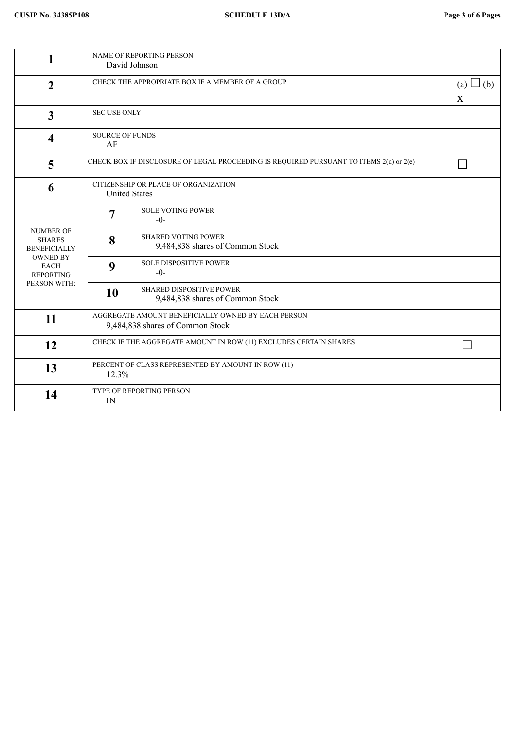| | | |
|---|---|---|
| **1** | NAME OF REPORTING PERSON<br>David Johnson | |
| **2** | CHECK THE APPROPRIATE BOX IF A MEMBER OF A GROUP | (a) ☐ (b) X |
| **3** | SEC USE ONLY | |
| **4** | SOURCE OF FUNDS<br>AF | |
| **5** | CHECK BOX IF DISCLOSURE OF LEGAL PROCEEDING IS REQUIRED PURSUANT TO ITEMS 2(d) or 2(e) | ☐ |
| **6** | CITIZENSHIP OR PLACE OF ORGANIZATION<br>United States | |

| NUMBER OF SHARES BENEFICIALLY OWNED BY EACH REPORTING PERSON WITH: | | |
|---|---|---|
| | **7** | SOLE VOTING POWER<br>-0- |
| | **8** | SHARED VOTING POWER<br>9,484,838 shares of Common Stock |
| | **9** | SOLE DISPOSITIVE POWER<br>-0- |
| | **10** | SHARED DISPOSITIVE POWER<br>9,484,838 shares of Common Stock |

| | | |
|---|---|---|
| **11** | AGGREGATE AMOUNT BENEFICIALLY OWNED BY EACH PERSON<br>9,484,838 shares of Common Stock | |
| **12** | CHECK IF THE AGGREGATE AMOUNT IN ROW (11) EXCLUDES CERTAIN SHARES | ☐ |
| **13** | PERCENT OF CLASS REPRESENTED BY AMOUNT IN ROW (11)<br>12.3% | |
| **14** | TYPE OF REPORTING PERSON<br>IN | |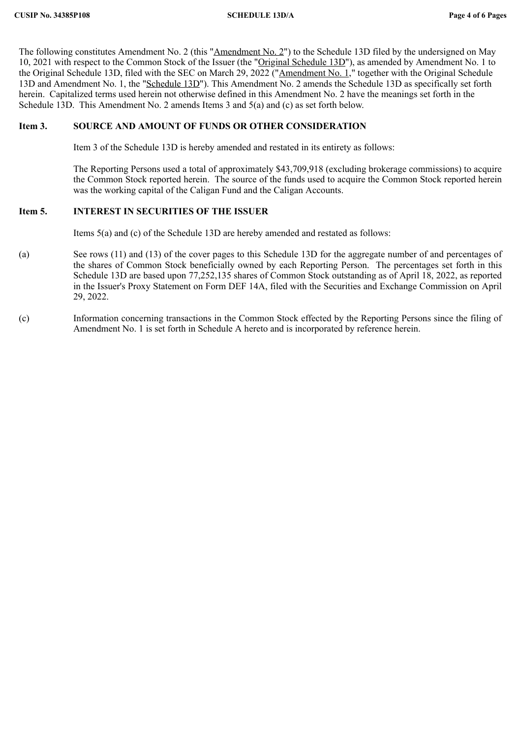The following constitutes Amendment No. 2 (this "Amendment No. 2") to the Schedule 13D filed by the undersigned on May 10, 2021 with respect to the Common Stock of the Issuer (the "Original Schedule 13D"), as amended by Amendment No. 1 to the Original Schedule 13D, filed with the SEC on March 29, 2022 ("Amendment No. 1," together with the Original Schedule 13D and Amendment No. 1, the "Schedule 13D"). This Amendment No. 2 amends the Schedule 13D as specifically set forth herein. Capitalized terms used herein not otherwise defined in this Amendment No. 2 have the meanings set forth in the Schedule 13D. This Amendment No. 2 amends Items 3 and 5(a) and (c) as set forth below.

## Item 3. SOURCE AND AMOUNT OF FUNDS OR OTHER CONSIDERATION

Item 3 of the Schedule 13D is hereby amended and restated in its entirety as follows:

The Reporting Persons used a total of approximately $43,709,918 (excluding brokerage commissions) to acquire the Common Stock reported herein. The source of the funds used to acquire the Common Stock reported herein was the working capital of the Caligan Fund and the Caligan Accounts.

## Item 5. INTEREST IN SECURITIES OF THE ISSUER

Items 5(a) and (c) of the Schedule 13D are hereby amended and restated as follows:

(a) See rows (11) and (13) of the cover pages to this Schedule 13D for the aggregate number of and percentages of the shares of Common Stock beneficially owned by each Reporting Person. The percentages set forth in this Schedule 13D are based upon 77,252,135 shares of Common Stock outstanding as of April 18, 2022, as reported in the Issuer's Proxy Statement on Form DEF 14A, filed with the Securities and Exchange Commission on April 29, 2022.

(c) Information concerning transactions in the Common Stock effected by the Reporting Persons since the filing of Amendment No. 1 is set forth in Schedule A hereto and is incorporated by reference herein.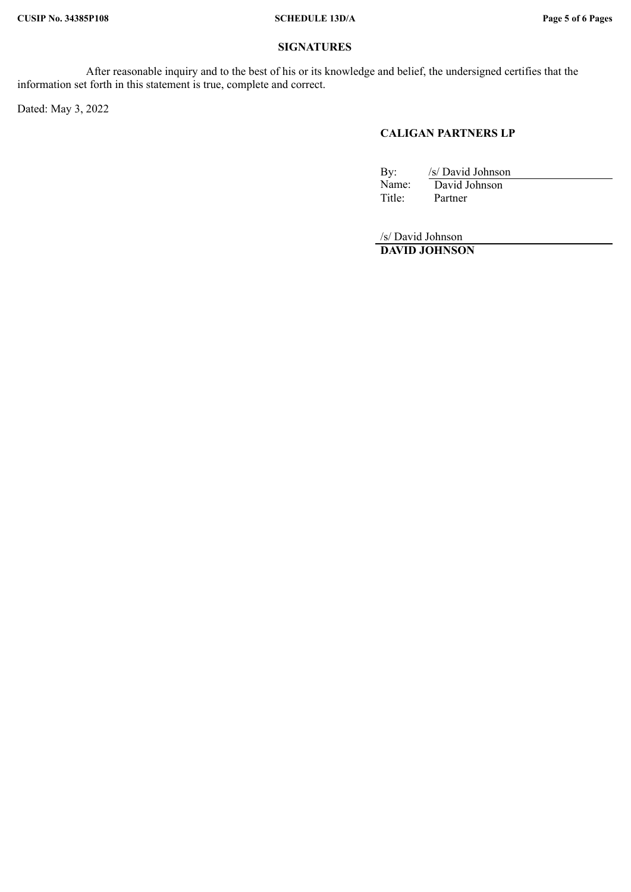## SIGNATURES

After reasonable inquiry and to the best of his or its knowledge and belief, the undersigned certifies that the information set forth in this statement is true, complete and correct.

Dated: May 3, 2022

**CALIGAN PARTNERS LP**

By: /s/ David Johnson
Name: David Johnson
Title: Partner

/s/ David Johnson
**DAVID JOHNSON**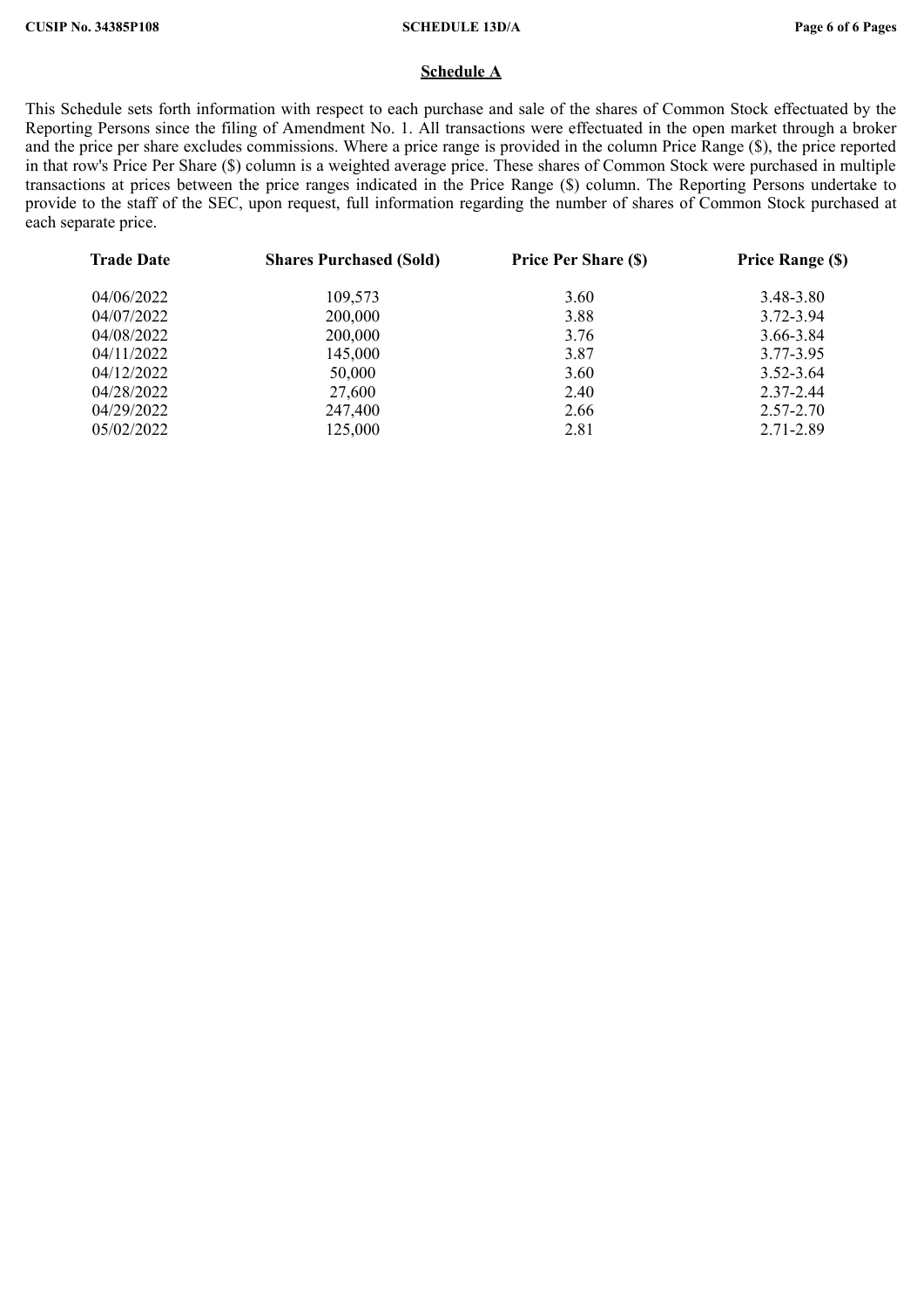## Schedule A

This Schedule sets forth information with respect to each purchase and sale of the shares of Common Stock effectuated by the Reporting Persons since the filing of Amendment No. 1. All transactions were effectuated in the open market through a broker and the price per share excludes commissions. Where a price range is provided in the column Price Range ($), the price reported in that row's Price Per Share ($) column is a weighted average price. These shares of Common Stock were purchased in multiple transactions at prices between the price ranges indicated in the Price Range ($) column. The Reporting Persons undertake to provide to the staff of the SEC, upon request, full information regarding the number of shares of Common Stock purchased at each separate price.

| Trade Date | Shares Purchased (Sold) | Price Per Share ($) | Price Range ($) |
|---|---|---|---|
| 04/06/2022 | 109,573 | 3.60 | 3.48-3.80 |
| 04/07/2022 | 200,000 | 3.88 | 3.72-3.94 |
| 04/08/2022 | 200,000 | 3.76 | 3.66-3.84 |
| 04/11/2022 | 145,000 | 3.87 | 3.77-3.95 |
| 04/12/2022 | 50,000 | 3.60 | 3.52-3.64 |
| 04/28/2022 | 27,600 | 2.40 | 2.37-2.44 |
| 04/29/2022 | 247,400 | 2.66 | 2.57-2.70 |
| 05/02/2022 | 125,000 | 2.81 | 2.71-2.89 |